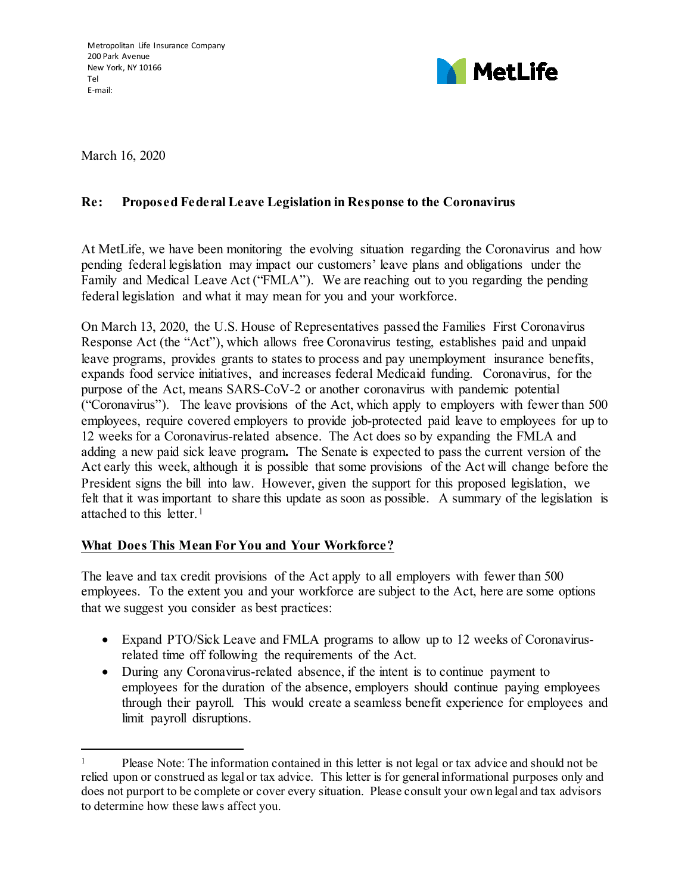Metropolitan Life Insurance Company
200 Park Avenue
New York, NY 10166
Tel
E-mail:

MetLife

March 16, 2020

**Re: Proposed Federal Leave Legislation in Response to the Coronavirus**

At MetLife, we have been monitoring the evolving situation regarding the Coronavirus and how pending federal legislation may impact our customers' leave plans and obligations under the Family and Medical Leave Act ("FMLA"). We are reaching out to you regarding the pending federal legislation and what it may mean for you and your workforce.

On March 13, 2020, the U.S. House of Representatives passed the Families First Coronavirus Response Act (the "Act"), which allows free Coronavirus testing, establishes paid and unpaid leave programs, provides grants to states to process and pay unemployment insurance benefits, expands food service initiatives, and increases federal Medicaid funding. Coronavirus, for the purpose of the Act, means SARS-CoV-2 or another coronavirus with pandemic potential ("Coronavirus"). The leave provisions of the Act, which apply to employers with fewer than 500 employees, require covered employers to provide job-protected paid leave to employees for up to 12 weeks for a Coronavirus-related absence. The Act does so by expanding the FMLA and adding a new paid sick leave program**.** The Senate is expected to pass the current version of the Act early this week, although it is possible that some provisions of the Act will change before the President signs the bill into law. However, given the support for this proposed legislation, we felt that it was important to share this update as soon as possible. A summary of the legislation is attached to this letter.[1]

**What Does This Mean For You and Your Workforce?**

The leave and tax credit provisions of the Act apply to all employers with fewer than 500 employees. To the extent you and your workforce are subject to the Act, here are some options that we suggest you consider as best practices:

- Expand PTO/Sick Leave and FMLA programs to allow up to 12 weeks of Coronavirus-related time off following the requirements of the Act.
- During any Coronavirus-related absence, if the intent is to continue payment to employees for the duration of the absence, employers should continue paying employees through their payroll. This would create a seamless benefit experience for employees and limit payroll disruptions.

---

[1] Please Note: The information contained in this letter is not legal or tax advice and should not be relied upon or construed as legal or tax advice. This letter is for general informational purposes only and does not purport to be complete or cover every situation. Please consult your own legal and tax advisors to determine how these laws affect you.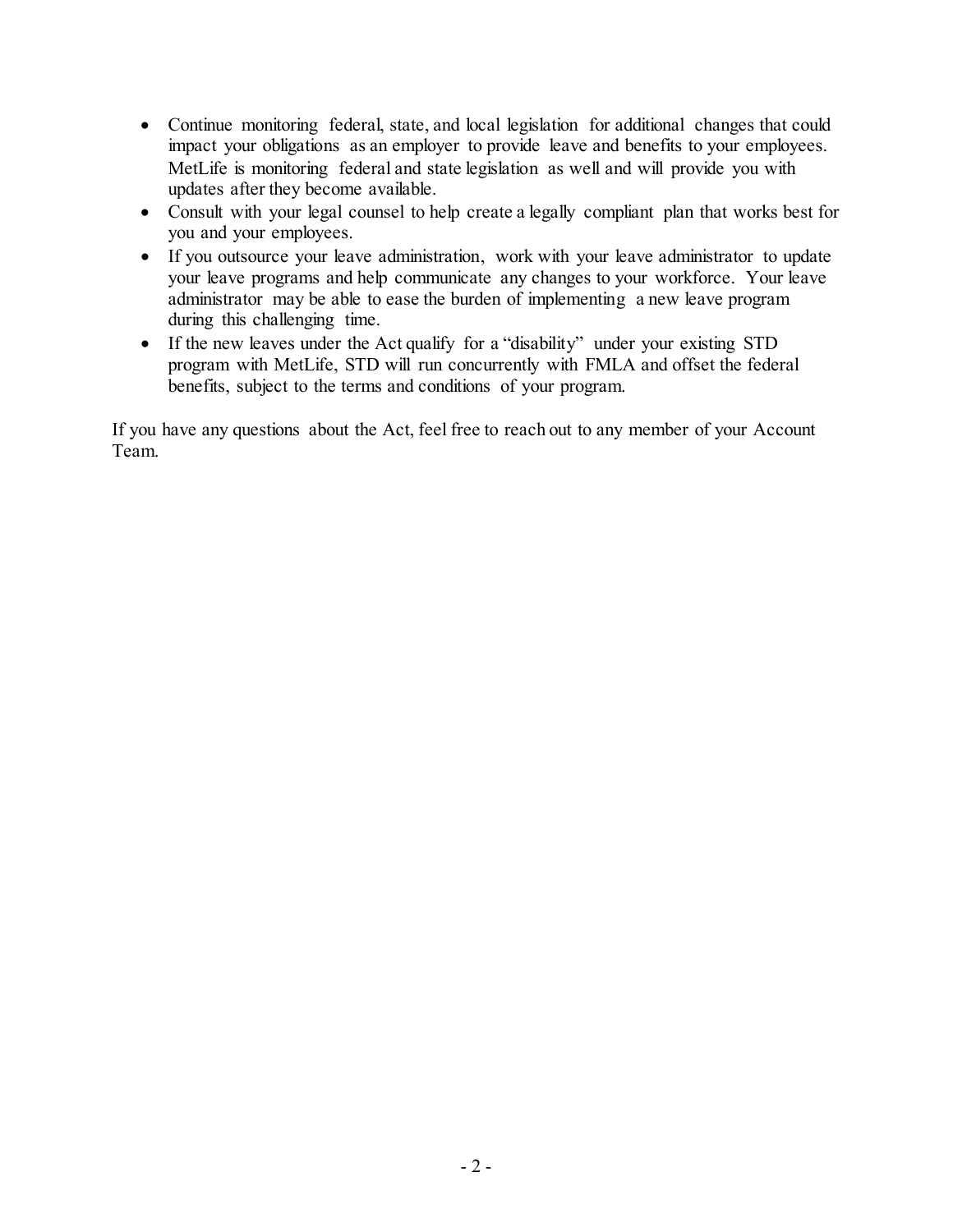- Continue monitoring federal, state, and local legislation for additional changes that could impact your obligations as an employer to provide leave and benefits to your employees. MetLife is monitoring federal and state legislation as well and will provide you with updates after they become available.
- Consult with your legal counsel to help create a legally compliant plan that works best for you and your employees.
- If you outsource your leave administration, work with your leave administrator to update your leave programs and help communicate any changes to your workforce. Your leave administrator may be able to ease the burden of implementing a new leave program during this challenging time.
- If the new leaves under the Act qualify for a "disability" under your existing STD program with MetLife, STD will run concurrently with FMLA and offset the federal benefits, subject to the terms and conditions of your program.

If you have any questions about the Act, feel free to reach out to any member of your Account Team.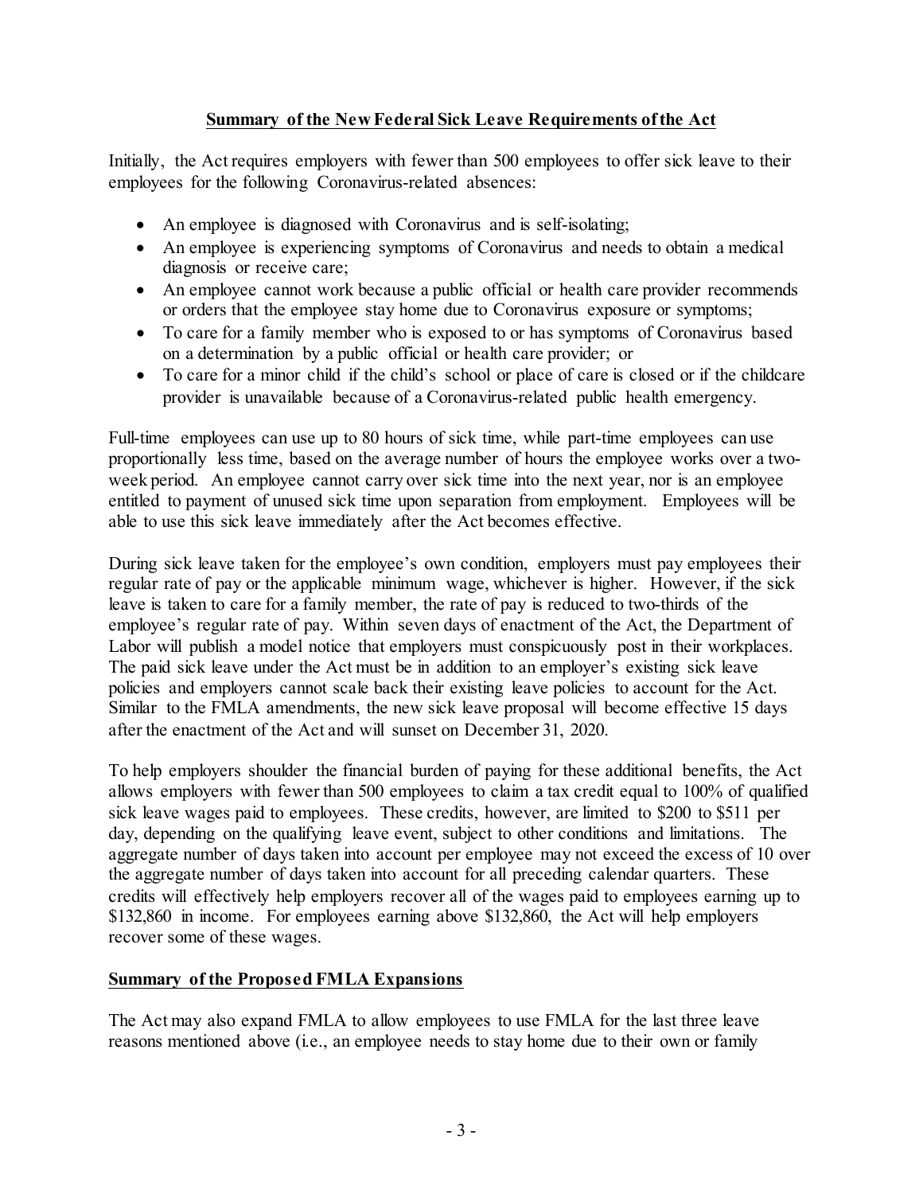**Summary of the New Federal Sick Leave Requirements of the Act**

Initially, the Act requires employers with fewer than 500 employees to offer sick leave to their employees for the following Coronavirus-related absences:

- An employee is diagnosed with Coronavirus and is self-isolating;
- An employee is experiencing symptoms of Coronavirus and needs to obtain a medical diagnosis or receive care;
- An employee cannot work because a public official or health care provider recommends or orders that the employee stay home due to Coronavirus exposure or symptoms;
- To care for a family member who is exposed to or has symptoms of Coronavirus based on a determination by a public official or health care provider; or
- To care for a minor child if the child's school or place of care is closed or if the childcare provider is unavailable because of a Coronavirus-related public health emergency.

Full-time employees can use up to 80 hours of sick time, while part-time employees can use proportionally less time, based on the average number of hours the employee works over a two-week period. An employee cannot carry over sick time into the next year, nor is an employee entitled to payment of unused sick time upon separation from employment. Employees will be able to use this sick leave immediately after the Act becomes effective.

During sick leave taken for the employee's own condition, employers must pay employees their regular rate of pay or the applicable minimum wage, whichever is higher. However, if the sick leave is taken to care for a family member, the rate of pay is reduced to two-thirds of the employee's regular rate of pay. Within seven days of enactment of the Act, the Department of Labor will publish a model notice that employers must conspicuously post in their workplaces. The paid sick leave under the Act must be in addition to an employer's existing sick leave policies and employers cannot scale back their existing leave policies to account for the Act. Similar to the FMLA amendments, the new sick leave proposal will become effective 15 days after the enactment of the Act and will sunset on December 31, 2020.

To help employers shoulder the financial burden of paying for these additional benefits, the Act allows employers with fewer than 500 employees to claim a tax credit equal to 100% of qualified sick leave wages paid to employees. These credits, however, are limited to $200 to $511 per day, depending on the qualifying leave event, subject to other conditions and limitations. The aggregate number of days taken into account per employee may not exceed the excess of 10 over the aggregate number of days taken into account for all preceding calendar quarters. These credits will effectively help employers recover all of the wages paid to employees earning up to $132,860 in income. For employees earning above $132,860, the Act will help employers recover some of these wages.

**Summary of the Proposed FMLA Expansions**

The Act may also expand FMLA to allow employees to use FMLA for the last three leave reasons mentioned above (i.e., an employee needs to stay home due to their own or family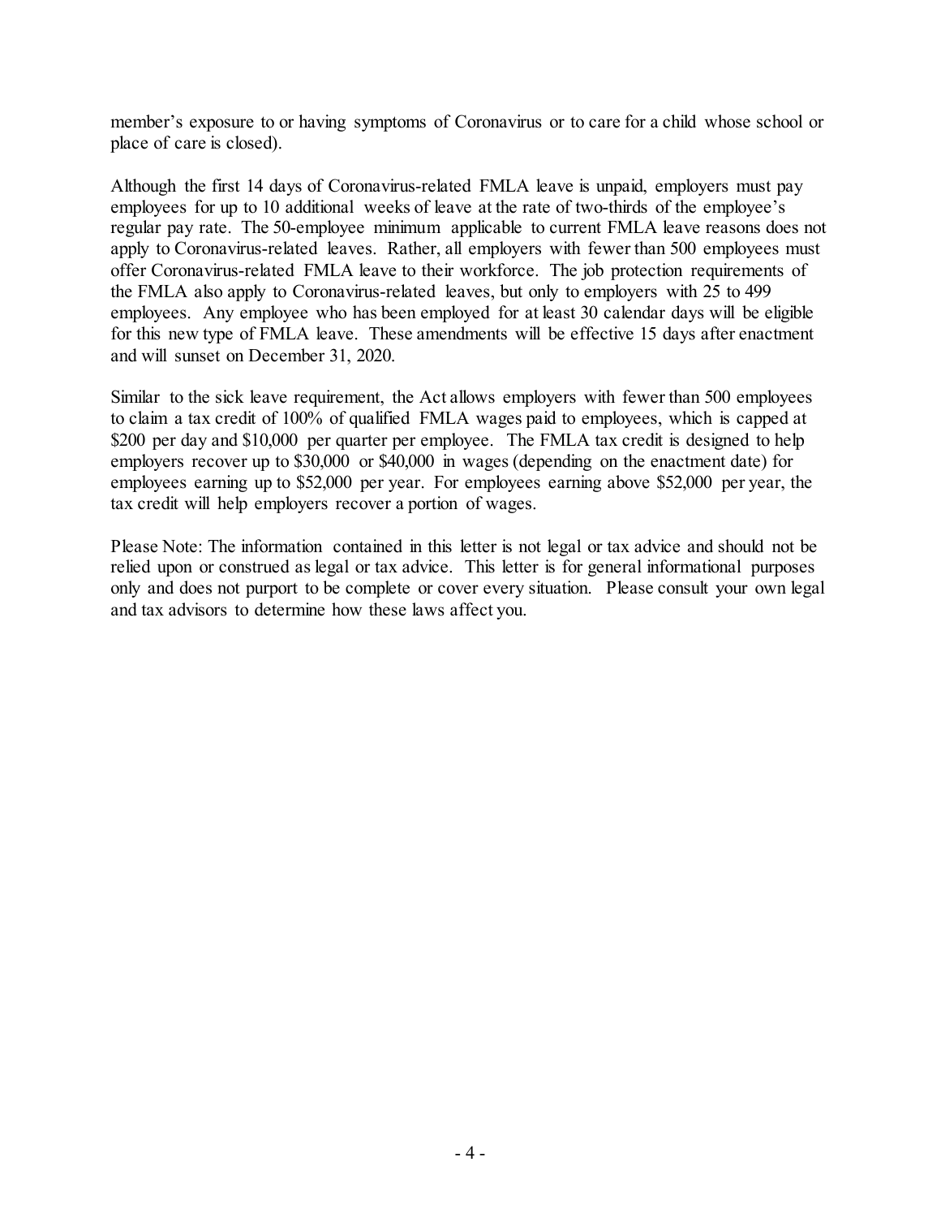member's exposure to or having symptoms of Coronavirus or to care for a child whose school or place of care is closed).

Although the first 14 days of Coronavirus-related FMLA leave is unpaid, employers must pay employees for up to 10 additional weeks of leave at the rate of two-thirds of the employee's regular pay rate. The 50-employee minimum applicable to current FMLA leave reasons does not apply to Coronavirus-related leaves. Rather, all employers with fewer than 500 employees must offer Coronavirus-related FMLA leave to their workforce. The job protection requirements of the FMLA also apply to Coronavirus-related leaves, but only to employers with 25 to 499 employees. Any employee who has been employed for at least 30 calendar days will be eligible for this new type of FMLA leave. These amendments will be effective 15 days after enactment and will sunset on December 31, 2020.

Similar to the sick leave requirement, the Act allows employers with fewer than 500 employees to claim a tax credit of 100% of qualified FMLA wages paid to employees, which is capped at $200 per day and $10,000 per quarter per employee. The FMLA tax credit is designed to help employers recover up to $30,000 or $40,000 in wages (depending on the enactment date) for employees earning up to $52,000 per year. For employees earning above $52,000 per year, the tax credit will help employers recover a portion of wages.

Please Note: The information contained in this letter is not legal or tax advice and should not be relied upon or construed as legal or tax advice. This letter is for general informational purposes only and does not purport to be complete or cover every situation. Please consult your own legal and tax advisors to determine how these laws affect you.